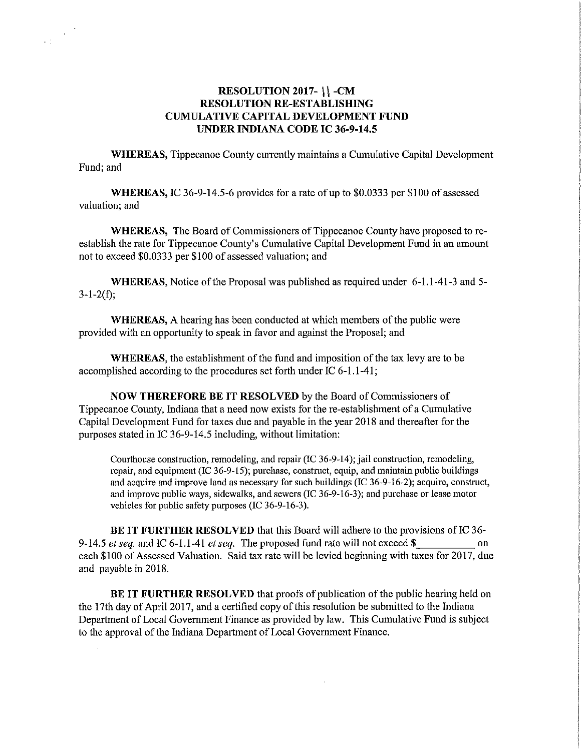# RESOLUTION 2017- 11 -CM
# RESOLUTION RE-ESTABLISHING CUMULATIVE CAPITAL DEVELOPMENT FUND UNDER INDIANA CODE IC 36-9-14.5

**WHEREAS,** Tippecanoe County currently maintains a Cumulative Capital Development Fund; and

**WHEREAS,** IC 36-9-14.5-6 provides for a rate of up to $0.0333 per $100 of assessed valuation; and

**WHEREAS,** The Board of Commissioners of Tippecanoe County have proposed to re-establish the rate for Tippecanoe County's Cumulative Capital Development Fund in an amount not to exceed $0.0333 per $100 of assessed valuation; and

**WHEREAS,** Notice of the Proposal was published as required under 6-1.1-41-3 and 5-3-1-2(f);

**WHEREAS,** A hearing has been conducted at which members of the public were provided with an opportunity to speak in favor and against the Proposal; and

**WHEREAS,** the establishment of the fund and imposition of the tax levy are to be accomplished according to the procedures set forth under IC 6-1.1-41;

**NOW THEREFORE BE IT RESOLVED** by the Board of Commissioners of Tippecanoe County, Indiana that a need now exists for the re-establishment of a Cumulative Capital Development Fund for taxes due and payable in the year 2018 and thereafter for the purposes stated in IC 36-9-14.5 including, without limitation:

> Courthouse construction, remodeling, and repair (IC 36-9-14); jail construction, remodeling, repair, and equipment (IC 36-9-15); purchase, construct, equip, and maintain public buildings and acquire and improve land as necessary for such buildings (IC 36-9-16-2); acquire, construct, and improve public ways, sidewalks, and sewers (IC 36-9-16-3); and purchase or lease motor vehicles for public safety purposes (IC 36-9-16-3).

**BE IT FURTHER RESOLVED** that this Board will adhere to the provisions of IC 36-9-14.5 *et seq.* and IC 6-1.1-41 *et seq.* The proposed fund rate will not exceed $__________ on each $100 of Assessed Valuation. Said tax rate will be levied beginning with taxes for 2017, due and payable in 2018.

**BE IT FURTHER RESOLVED** that proofs of publication of the public hearing held on the 17th day of April 2017, and a certified copy of this resolution be submitted to the Indiana Department of Local Government Finance as provided by law. This Cumulative Fund is subject to the approval of the Indiana Department of Local Government Finance.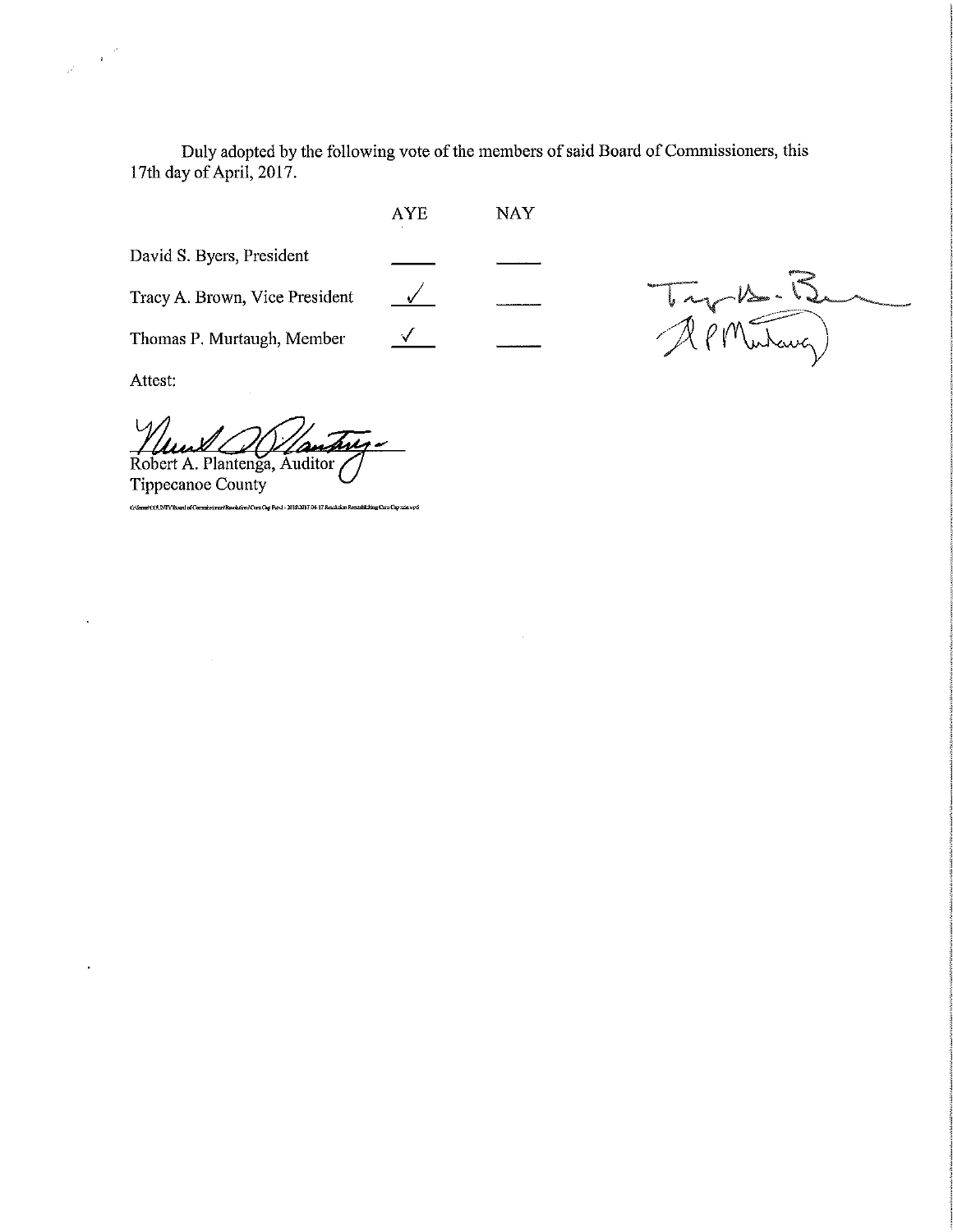Duly adopted by the following vote of the members of said Board of Commissioners, this 17th day of April, 2017.

| | AYE | NAY |
|---|---|---|
| David S. Byers, President | | |
| Tracy A. Brown, Vice President | ✓ | |
| Thomas P. Murtaugh, Member | ✓ | |

Attest:

Robert A. Plantenga, Auditor
Tippecanoe County